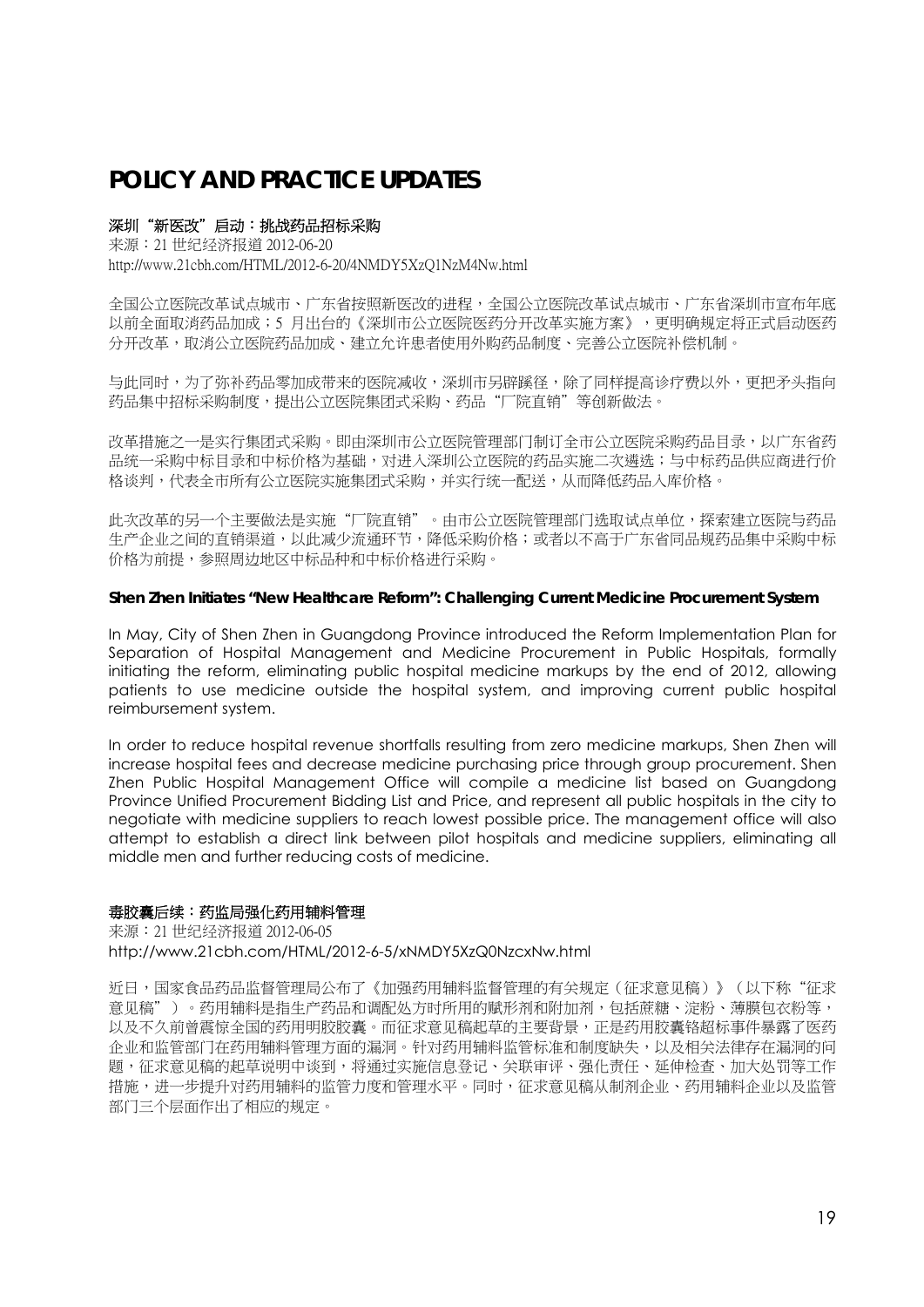# POLICY AND PRACTICE UPDATES

**深圳"新医改"启动：挑战药品招标采购**

来源：21 世纪经济报道 2012-06-20

http://www.21cbh.com/HTML/2012-6-20/4NMDY5XzQ1NzM4Nw.html

全国公立医院改革试点城市、广东省按照新医改的进程，全国公立医院改革试点城市、广东省深圳市宣布年底以前全面取消药品加成；5 月出台的《深圳市公立医院医药分开改革实施方案》，更明确规定将正式启动医药分开改革，取消公立医院药品加成、建立允许患者使用外购药品制度、完善公立医院补偿机制。

与此同时，为了弥补药品零加成带来的医院减收，深圳市另辟蹊径，除了同样提高诊疗费以外，更把矛头指向药品集中招标采购制度，提出公立医院集团式采购、药品"厂院直销"等创新做法。

改革措施之一是实行集团式采购。即由深圳市公立医院管理部门制订全市公立医院采购药品目录，以广东省药品统一采购中标目录和中标价格为基础，对进入深圳公立医院的药品实施二次遴选；与中标药品供应商进行价格谈判，代表全市所有公立医院实施集团式采购，并实行统一配送，从而降低药品入库价格。

此次改革的另一个主要做法是实施"厂院直销"。由市公立医院管理部门选取试点单位，探索建立医院与药品生产企业之间的直销渠道，以此减少流通环节，降低采购价格；或者以不高于广东省同品规药品集中采购中标价格为前提，参照周边地区中标品种和中标价格进行采购。

**Shen Zhen Initiates "New Healthcare Reform": Challenging Current Medicine Procurement System**

In May, City of Shen Zhen in Guangdong Province introduced the Reform Implementation Plan for Separation of Hospital Management and Medicine Procurement in Public Hospitals, formally initiating the reform, eliminating public hospital medicine markups by the end of 2012, allowing patients to use medicine outside the hospital system, and improving current public hospital reimbursement system.

In order to reduce hospital revenue shortfalls resulting from zero medicine markups, Shen Zhen will increase hospital fees and decrease medicine purchasing price through group procurement. Shen Zhen Public Hospital Management Office will compile a medicine list based on Guangdong Province Unified Procurement Bidding List and Price, and represent all public hospitals in the city to negotiate with medicine suppliers to reach lowest possible price. The management office will also attempt to establish a direct link between pilot hospitals and medicine suppliers, eliminating all middle men and further reducing costs of medicine.

**毒胶囊后续：药监局强化药用辅料管理**

来源：21 世纪经济报道 2012-06-05

http://www.21cbh.com/HTML/2012-6-5/xNMDY5XzQ0NzcxNw.html

近日，国家食品药品监督管理局公布了《加强药用辅料监督管理的有关规定（征求意见稿）》（以下称"征求意见稿"）。药用辅料是指生产药品和调配处方时所用的赋形剂和附加剂，包括蔗糖、淀粉、薄膜包衣粉等，以及不久前曾震惊全国的药用明胶胶囊。而征求意见稿起草的主要背景，正是药用胶囊铬超标事件暴露了医药企业和监管部门在药用辅料管理方面的漏洞。针对药用辅料监管标准和制度缺失，以及相关法律存在漏洞的问题，征求意见稿的起草说明中谈到，将通过实施信息登记、关联审评、强化责任、延伸检查、加大处罚等工作措施，进一步提升对药用辅料的监管力度和管理水平。同时，征求意见稿从制剂企业、药用辅料企业以及监管部门三个层面作出了相应的规定。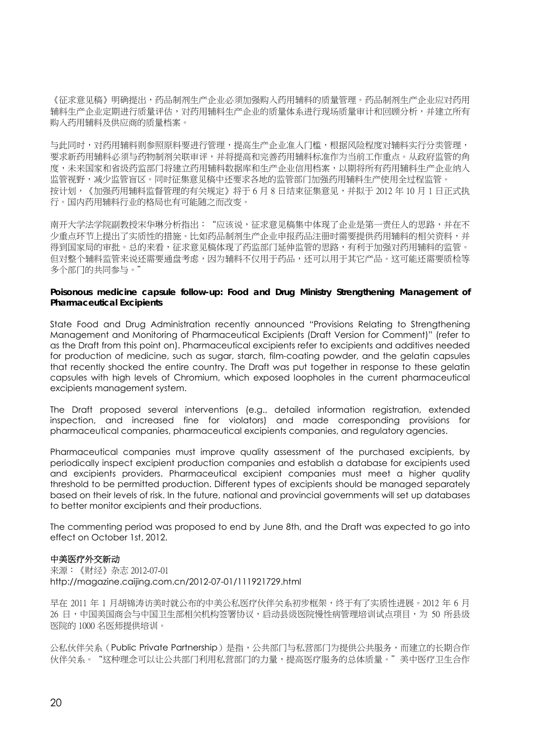《征求意见稿》明确提出，药品制剂生产企业必须加强购入药用辅料的质量管理。药品制剂生产企业应对药用辅料生产企业定期进行质量评估，对药用辅料生产企业的质量体系进行现场质量审计和回顾分析，并建立所有购入药用辅料及供应商的质量档案。

与此同时，对药用辅料则参照原料要进行管理，提高生产企业准入门槛，根据风险程度对辅料实行分类管理，要求新药用辅料必须与药物制剂关联审评，并将提高和完善药用辅料标准作为当前工作重点。从政府监管的角度，未来国家和省级药监部门将建立药用辅料数据库和生产企业信用档案，以期将所有药用辅料生产企业纳入监管视野，减少监管盲区。同时征集意见稿中还要求各地的监管部门加强药用辅料生产使用全过程监管。
按计划，《加强药用辅料监督管理的有关规定》将于 6 月 8 日结束征集意见，并拟于 2012 年 10 月 1 日正式执行。国内药用辅料行业的格局也有可能随之而改变。

南开大学法学院副教授宋华琳分析指出："应该说，征求意见稿集中体现了企业是第一责任人的思路，并在不少重点环节上提出了实质性的措施。比如药品制剂生产企业申报药品注册时需要提供药用辅料的相关资料，并得到国家局的审批。总的来看，征求意见稿体现了药监部门延伸监管的思路，有利于加强对药用辅料的监管。但对整个辅料监管来说还需要通盘考虑，因为辅料不仅用于药品，还可以用于其它产品。这可能还需要质检等多个部门的共同参与。"

**Poisonous medicine capsule follow-up: Food and Drug Ministry Strengthening Management of Pharmaceutical Excipients**

State Food and Drug Administration recently announced "Provisions Relating to Strengthening Management and Monitoring of Pharmaceutical Excipients (Draft Version for Comment)" (refer to as the Draft from this point on). Pharmaceutical excipients refer to excipients and additives needed for production of medicine, such as sugar, starch, film-coating powder, and the gelatin capsules that recently shocked the entire country. The Draft was put together in response to these gelatin capsules with high levels of Chromium, which exposed loopholes in the current pharmaceutical excipients management system.

The Draft proposed several interventions (e.g., detailed information registration, extended inspection, and increased fine for violators) and made corresponding provisions for pharmaceutical companies, pharmaceutical excipients companies, and regulatory agencies.

Pharmaceutical companies must improve quality assessment of the purchased excipients, by periodically inspect excipient production companies and establish a database for excipients used and excipients providers. Pharmaceutical excipient companies must meet a higher quality threshold to be permitted production. Different types of excipients should be managed separately based on their levels of risk. In the future, national and provincial governments will set up databases to better monitor excipients and their productions.

The commenting period was proposed to end by June 8th, and the Draft was expected to go into effect on October 1st, 2012.

**中美医疗外交新动**

来源：《财经》杂志 2012-07-01
http://magazine.caijing.com.cn/2012-07-01/111921729.html

早在 2011 年 1 月胡锦涛访美时就公布的中美公私医疗伙伴关系初步框架，终于有了实质性进展。2012 年 6 月 26 日，中国美国商会与中国卫生部相关机构签署协议，启动县级医院慢性病管理培训试点项目，为 50 所县级医院的 1000 名医师提供培训。

公私伙伴关系（Public Private Partnership）是指，公共部门与私营部门为提供公共服务，而建立的长期合作伙伴关系。"这种理念可以让公共部门利用私营部门的力量，提高医疗服务的总体质量。"美中医疗卫生合作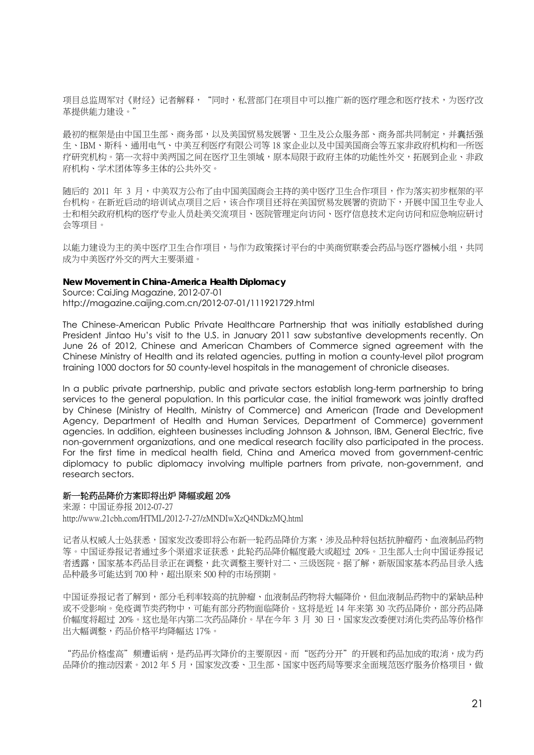项目总监周军对《财经》记者解释，"同时，私营部门在项目中可以推广新的医疗理念和医疗技术，为医疗改革提供能力建设。"

最初的框架是由中国卫生部、商务部，以及美国贸易发展署、卫生及公众服务部、商务部共同制定，并囊括强生、IBM、斯科、通用电气、中美互利医疗有限公司等 18 家企业以及中国美国商会等五家非政府机构和一所医疗研究机构。第一次将中美两国之间在医疗卫生领域，原本局限于政府主体的功能性外交，拓展到企业、非政府机构、学术团体等多主体的公共外交。

随后的 2011 年 3 月，中美双方公布了由中国美国商会主持的美中医疗卫生合作项目，作为落实初步框架的平台机构。在新近启动的培训试点项目之后，该合作项目还将在美国贸易发展署的资助下，开展中国卫生专业人士和相关政府机构的医疗专业人员赴美交流项目、医院管理定向访问、医疗信息技术定向访问和应急响应研讨会等项目。

以能力建设为主的美中医疗卫生合作项目，与作为政策探讨平台的中美商贸联委会药品与医疗器械小组，共同成为中美医疗外交的两大主要渠道。

**New Movement in China-America Health Diplomacy**
Source: CaiJing Magazine, 2012-07-01
http://magazine.caijing.com.cn/2012-07-01/111921729.html

The Chinese-American Public Private Healthcare Partnership that was initially established during President Jintao Hu's visit to the U.S. in January 2011 saw substantive developments recently. On June 26 of 2012, Chinese and American Chambers of Commerce signed agreement with the Chinese Ministry of Health and its related agencies, putting in motion a county-level pilot program training 1000 doctors for 50 county-level hospitals in the management of chronicle diseases.

In a public private partnership, public and private sectors establish long-term partnership to bring services to the general population. In this particular case, the initial framework was jointly drafted by Chinese (Ministry of Health, Ministry of Commerce) and American (Trade and Development Agency, Department of Health and Human Services, Department of Commerce) government agencies. In addition, eighteen businesses including Johnson & Johnson, IBM, General Electric, five non-government organizations, and one medical research facility also participated in the process. For the first time in medical health field, China and America moved from government-centric diplomacy to public diplomacy involving multiple partners from private, non-government, and research sectors.

**新一轮药品降价方案即将出炉 降幅或超 20%**
来源：中国证券报 2012-07-27
http://www.21cbh.com/HTML/2012-7-27/zMNDIwXzQ4NDkzMQ.html

记者从权威人士处获悉，国家发改委即将公布新一轮药品降价方案，涉及品种将包括抗肿瘤药、血液制品药物等。中国证券报记者通过多个渠道求证获悉，此轮药品降价幅度最大或超过 20%。卫生部人士向中国证券报记者透露，国家基本药品目录正在调整，此次调整主要针对二、三级医院。据了解，新版国家基本药品目录入选品种最多可能达到 700 种，超出原来 500 种的市场预期。

中国证券报记者了解到，部分毛利率较高的抗肿瘤、血液制品药物将大幅降价，但血液制品药物中的紧缺品种或不受影响。免疫调节类药物中，可能有部分药物面临降价。这将是近 14 年来第 30 次药品降价，部分药品降价幅度将超过 20%。这也是年内第二次药品降价。早在今年 3 月 30 日，国家发改委便对消化类药品等价格作出大幅调整，药品价格平均降幅达 17%。

"药品价格虚高"频遭诟病，是药品再次降价的主要原因。而"医药分开"的开展和药品加成的取消，成为药品降价的推动因素。2012 年 5 月，国家发改委、卫生部、国家中医药局等要求全面规范医疗服务价格项目，做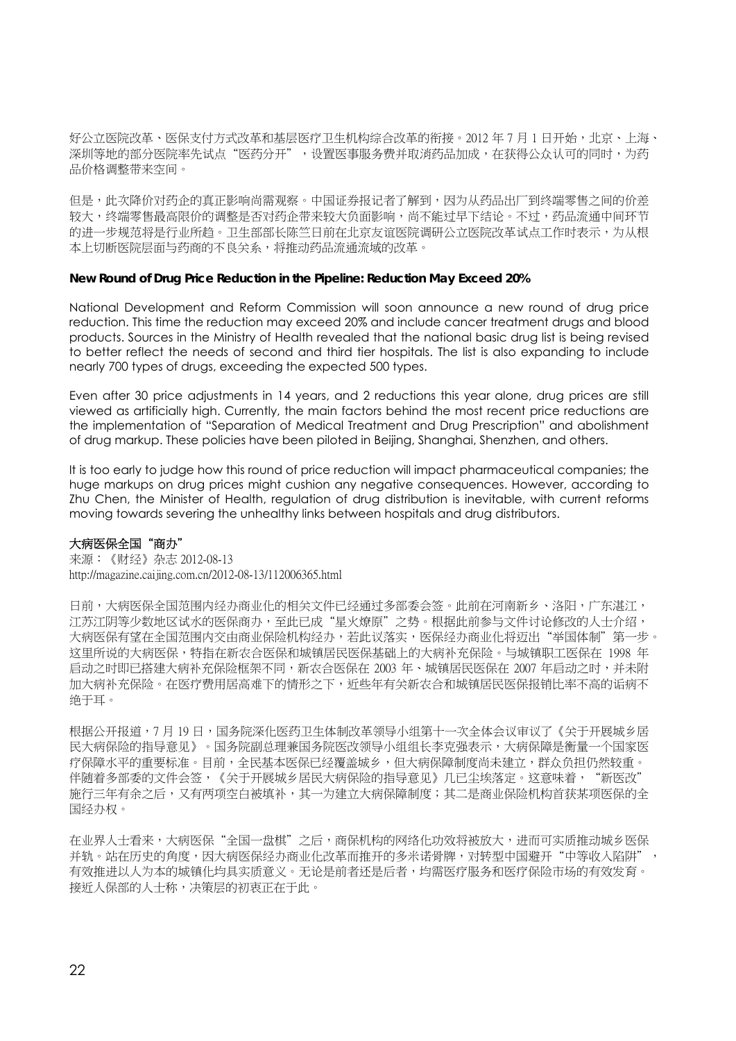好公立医院改革、医保支付方式改革和基层医疗卫生机构综合改革的衔接。2012 年 7 月 1 日开始，北京、上海、深圳等地的部分医院率先试点"医药分开"，设置医事服务费并取消药品加成，在获得公众认可的同时，为药品价格调整带来空间。

但是，此次降价对药企的真正影响尚需观察。中国证券报记者了解到，因为从药品出厂到终端零售之间的价差较大，终端零售最高限价的调整是否对药企带来较大负面影响，尚不能过早下结论。不过，药品流通中间环节的进一步规范将是行业所趋。卫生部部长陈竺日前在北京友谊医院调研公立医院改革试点工作时表示，为从根本上切断医院层面与药商的不良关系，将推动药品流通流域的改革。

**New Round of Drug Price Reduction in the Pipeline: Reduction May Exceed 20%**

National Development and Reform Commission will soon announce a new round of drug price reduction. This time the reduction may exceed 20% and include cancer treatment drugs and blood products. Sources in the Ministry of Health revealed that the national basic drug list is being revised to better reflect the needs of second and third tier hospitals. The list is also expanding to include nearly 700 types of drugs, exceeding the expected 500 types.

Even after 30 price adjustments in 14 years, and 2 reductions this year alone, drug prices are still viewed as artificially high. Currently, the main factors behind the most recent price reductions are the implementation of "Separation of Medical Treatment and Drug Prescription" and abolishment of drug markup. These policies have been piloted in Beijing, Shanghai, Shenzhen, and others.

It is too early to judge how this round of price reduction will impact pharmaceutical companies; the huge markups on drug prices might cushion any negative consequences. However, according to Zhu Chen, the Minister of Health, regulation of drug distribution is inevitable, with current reforms moving towards severing the unhealthy links between hospitals and drug distributors.

**大病医保全国"商办"**

来源：《财经》杂志 2012-08-13
http://magazine.caijing.com.cn/2012-08-13/112006365.html

日前，大病医保全国范围内经办商业化的相关文件已经通过多部委会签。此前在河南新乡、洛阳，广东湛江，江苏江阴等少数地区试水的医保商办，至此已成"星火燎原"之势。根据此前参与文件讨论修改的人士介绍，大病医保有望在全国范围内交由商业保险机构经办，若此议落实，医保经办商业化将迈出"举国体制"第一步。这里所说的大病医保，特指在新农合医保和城镇居民医保基础上的大病补充保险。与城镇职工医保在 1998 年启动之时即已搭建大病补充保险框架不同，新农合医保在 2003 年、城镇居民医保在 2007 年启动之时，并未附加大病补充保险。在医疗费用居高难下的情形之下，近些年有关新农合和城镇居民医保报销比率不高的诟病不绝于耳。

根据公开报道，7 月 19 日，国务院深化医药卫生体制改革领导小组第十一次全体会议审议了《关于开展城乡居民大病保险的指导意见》。国务院副总理兼国务院医改领导小组组长李克强表示，大病保障是衡量一个国家医疗保障水平的重要标准。目前，全民基本医保已经覆盖城乡，但大病保障制度尚未建立，群众负担仍然较重。伴随着多部委的文件会签，《关于开展城乡居民大病保险的指导意见》几已尘埃落定。这意味着，"新医改"施行三年有余之后，又有两项空白被填补，其一为建立大病保障制度；其二是商业保险机构首获某项医保的全国经办权。

在业界人士看来，大病医保"全国一盘棋"之后，商保机构的网络化功效将被放大，进而可实质推动城乡医保并轨。站在历史的角度，因大病医保经办商业化改革而推开的多米诺骨牌，对转型中国避开"中等收入陷阱"，有效推进以人为本的城镇化均具实质意义。无论是前者还是后者，均需医疗服务和医疗保险市场的有效发育。接近人保部的人士称，决策层的初衷正在于此。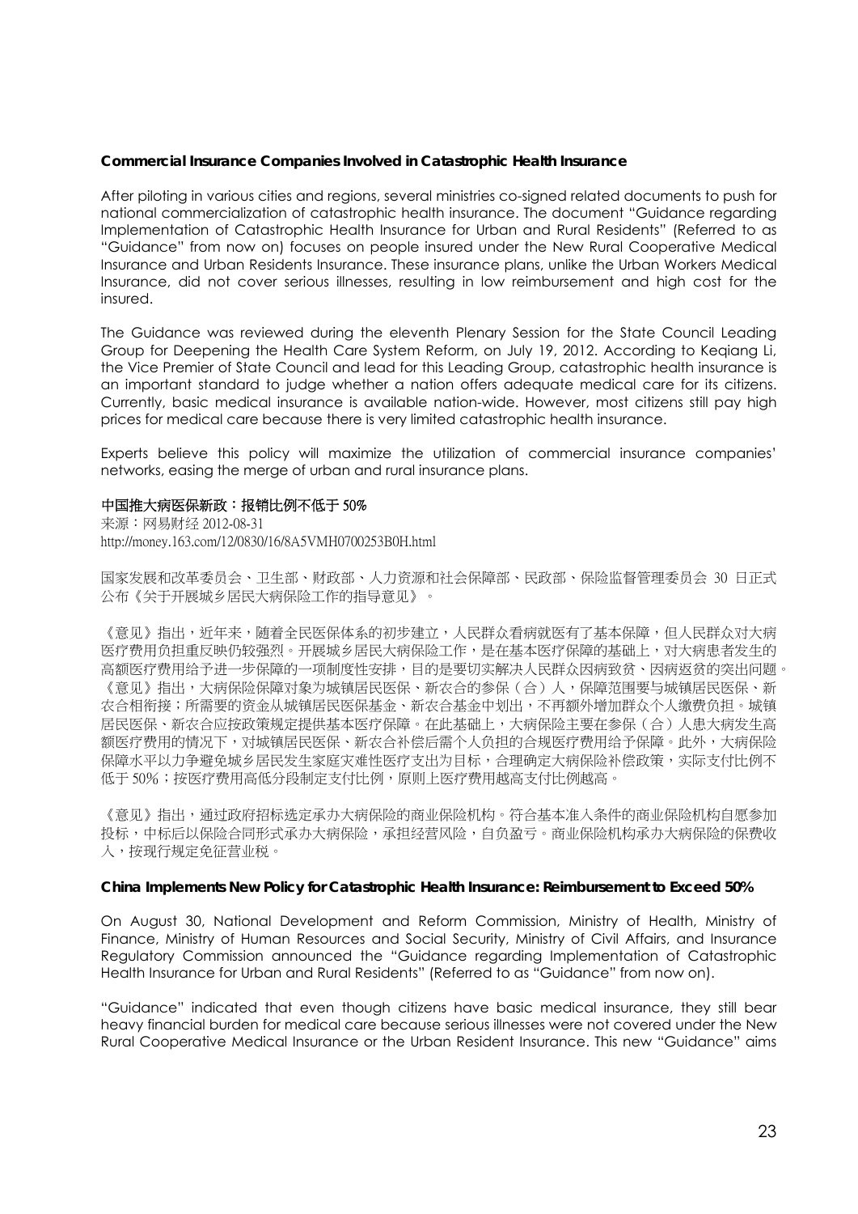**Commercial Insurance Companies Involved in Catastrophic Health Insurance**

After piloting in various cities and regions, several ministries co-signed related documents to push for national commercialization of catastrophic health insurance. The document "Guidance regarding Implementation of Catastrophic Health Insurance for Urban and Rural Residents" (Referred to as "Guidance" from now on) focuses on people insured under the New Rural Cooperative Medical Insurance and Urban Residents Insurance. These insurance plans, unlike the Urban Workers Medical Insurance, did not cover serious illnesses, resulting in low reimbursement and high cost for the insured.

The Guidance was reviewed during the eleventh Plenary Session for the State Council Leading Group for Deepening the Health Care System Reform, on July 19, 2012. According to Keqiang Li, the Vice Premier of State Council and lead for this Leading Group, catastrophic health insurance is an important standard to judge whether a nation offers adequate medical care for its citizens. Currently, basic medical insurance is available nation-wide. However, most citizens still pay high prices for medical care because there is very limited catastrophic health insurance.

Experts believe this policy will maximize the utilization of commercial insurance companies' networks, easing the merge of urban and rural insurance plans.

**中国推大病医保新政：报销比例不低于 50%**

来源：网易财经 2012-08-31
http://money.163.com/12/0830/16/8A5VMH0700253B0H.html

国家发展和改革委员会、卫生部、财政部、人力资源和社会保障部、民政部、保险监督管理委员会 30 日正式公布《关于开展城乡居民大病保险工作的指导意见》。

《意见》指出，近年来，随着全民医保体系的初步建立，人民群众看病就医有了基本保障，但人民群众对大病医疗费用负担重反映仍较强烈。开展城乡居民大病保险工作，是在基本医疗保障的基础上，对大病患者发生的高额医疗费用给予进一步保障的一项制度性安排，目的是要切实解决人民群众因病致贫、因病返贫的突出问题。《意见》指出，大病保险保障对象为城镇居民医保、新农合的参保（合）人，保障范围要与城镇居民医保、新农合相衔接；所需要的资金从城镇居民医保基金、新农合基金中划出，不再额外增加群众个人缴费负担。城镇居民医保、新农合应按政策规定提供基本医疗保障。在此基础上，大病保险主要在参保（合）人患大病发生高额医疗费用的情况下，对城镇居民医保、新农合补偿后需个人负担的合规医疗费用给予保障。此外，大病保险保障水平以力争避免城乡居民发生家庭灾难性医疗支出为目标，合理确定大病保险补偿政策，实际支付比例不低于 50%；按医疗费用高低分段制定支付比例，原则上医疗费用越高支付比例越高。

《意见》指出，通过政府招标选定承办大病保险的商业保险机构。符合基本准入条件的商业保险机构自愿参加投标，中标后以保险合同形式承办大病保险，承担经营风险，自负盈亏。商业保险机构承办大病保险的保费收入，按现行规定免征营业税。

**China Implements New Policy for Catastrophic Health Insurance: Reimbursement to Exceed 50%**

On August 30, National Development and Reform Commission, Ministry of Health, Ministry of Finance, Ministry of Human Resources and Social Security, Ministry of Civil Affairs, and Insurance Regulatory Commission announced the "Guidance regarding Implementation of Catastrophic Health Insurance for Urban and Rural Residents" (Referred to as "Guidance" from now on).

"Guidance" indicated that even though citizens have basic medical insurance, they still bear heavy financial burden for medical care because serious illnesses were not covered under the New Rural Cooperative Medical Insurance or the Urban Resident Insurance. This new "Guidance" aims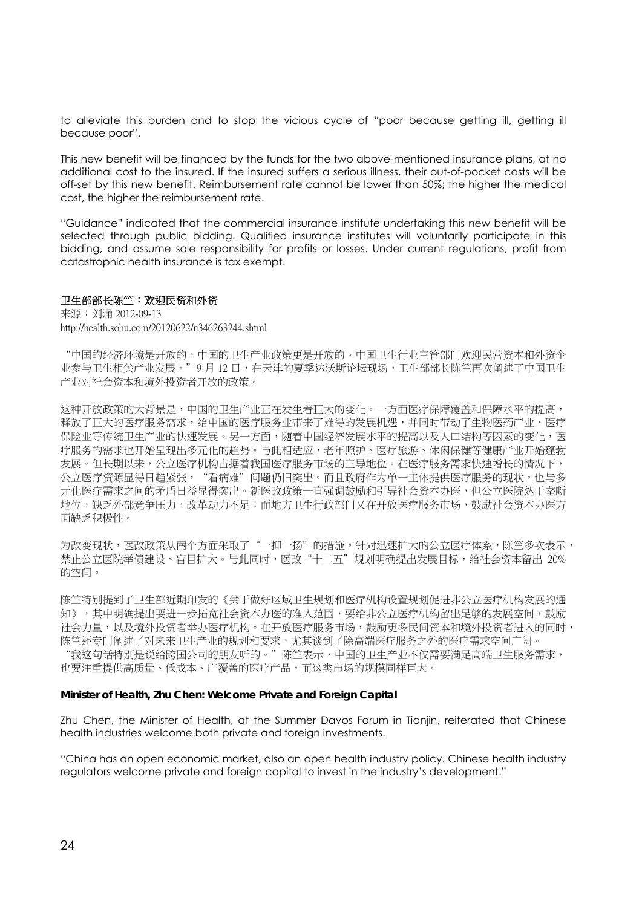to alleviate this burden and to stop the vicious cycle of "poor because getting ill, getting ill because poor".

This new benefit will be financed by the funds for the two above-mentioned insurance plans, at no additional cost to the insured. If the insured suffers a serious illness, their out-of-pocket costs will be off-set by this new benefit. Reimbursement rate cannot be lower than 50%; the higher the medical cost, the higher the reimbursement rate.

"Guidance" indicated that the commercial insurance institute undertaking this new benefit will be selected through public bidding. Qualified insurance institutes will voluntarily participate in this bidding, and assume sole responsibility for profits or losses. Under current regulations, profit from catastrophic health insurance is tax exempt.

### 卫生部部长陈竺：欢迎民资和外资

来源：刘涌 2012-09-13
http://health.sohu.com/20120622/n346263244.shtml

"中国的经济环境是开放的，中国的卫生产业政策更是开放的。中国卫生行业主管部门欢迎民营资本和外资企业参与卫生相关产业发展。"9 月 12 日，在天津的夏季达沃斯论坛现场，卫生部部长陈竺再次阐述了中国卫生产业对社会资本和境外投资者开放的政策。

这种开放政策的大背景是，中国的卫生产业正在发生着巨大的变化。一方面医疗保障覆盖和保障水平的提高，释放了巨大的医疗服务需求，给中国的医疗服务业带来了难得的发展机遇，并同时带动了生物医药产业、医疗保险业等传统卫生产业的快速发展。另一方面，随着中国经济发展水平的提高以及人口结构等因素的变化，医疗服务的需求也开始呈现出多元化的趋势。与此相适应，老年照护、医疗旅游、休闲保健等健康产业开始蓬勃发展。但长期以来，公立医疗机构占据着我国医疗服务市场的主导地位。在医疗服务需求快速增长的情况下，公立医疗资源显得日趋紧张，"看病难"问题仍旧突出。而且政府作为单一主体提供医疗服务的现状，也与多元化医疗需求之间的矛盾日益显得突出。新医改政策一直强调鼓励和引导社会资本办医，但公立医院处于垄断地位，缺乏外部竞争压力，改革动力不足；而地方卫生行政部门又在开放医疗服务市场，鼓励社会资本办医方面缺乏积极性。

为改变现状，医改政策从两个方面采取了"一抑一扬"的措施。针对迅速扩大的公立医疗体系，陈竺多次表示，禁止公立医院举债建设、盲目扩大。与此同时，医改"十二五"规划明确提出发展目标，给社会资本留出 20%的空间。

陈竺特别提到了卫生部近期印发的《关于做好区域卫生规划和医疗机构设置规划促进非公立医疗机构发展的通知》，其中明确提出要进一步拓宽社会资本办医的准入范围，要给非公立医疗机构留出足够的发展空间，鼓励社会力量，以及境外投资者举办医疗机构。在开放医疗服务市场，鼓励更多民间资本和境外投资者进入的同时，陈竺还专门阐述了对未来卫生产业的规划和要求，尤其谈到了除高端医疗服务之外的医疗需求空间广阔。"我这句话特别是说给跨国公司的朋友听的。"陈竺表示，中国的卫生产业不仅需要满足高端卫生服务需求，也要注重提供高质量、低成本、广覆盖的医疗产品，而这类市场的规模同样巨大。

**Minister of Health, Zhu Chen: Welcome Private and Foreign Capital**

Zhu Chen, the Minister of Health, at the Summer Davos Forum in Tianjin, reiterated that Chinese health industries welcome both private and foreign investments.

"China has an open economic market, also an open health industry policy. Chinese health industry regulators welcome private and foreign capital to invest in the industry's development."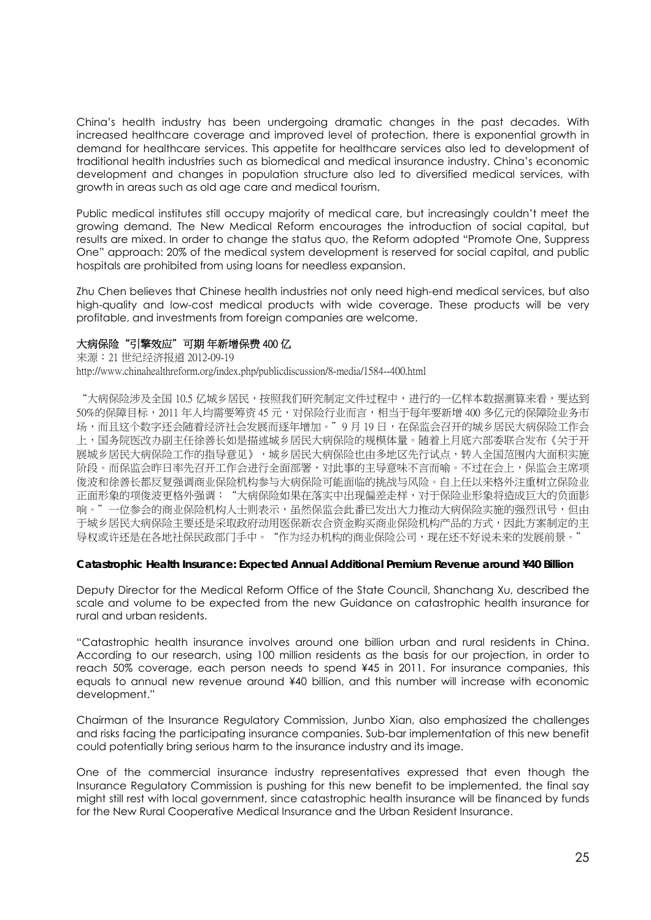China's health industry has been undergoing dramatic changes in the past decades. With increased healthcare coverage and improved level of protection, there is exponential growth in demand for healthcare services. This appetite for healthcare services also led to development of traditional health industries such as biomedical and medical insurance industry. China's economic development and changes in population structure also led to diversified medical services, with growth in areas such as old age care and medical tourism.

Public medical institutes still occupy majority of medical care, but increasingly couldn't meet the growing demand. The New Medical Reform encourages the introduction of social capital, but results are mixed. In order to change the status quo, the Reform adopted "Promote One, Suppress One" approach: 20% of the medical system development is reserved for social capital, and public hospitals are prohibited from using loans for needless expansion.

Zhu Chen believes that Chinese health industries not only need high-end medical services, but also high-quality and low-cost medical products with wide coverage. These products will be very profitable, and investments from foreign companies are welcome.

**大病保险"引擎效应"可期 年新增保费 400 亿**

来源：21 世纪经济报道 2012-09-19
http://www.chinahealthreform.org/index.php/publicdiscussion/8-media/1584--400.html

"大病保险涉及全国 10.5 亿城乡居民，按照我们研究制定文件过程中，进行的一亿样本数据测算来看，要达到 50%的保障目标，2011 年人均需要筹资 45 元，对保险行业而言，相当于每年要新增 400 多亿元的保障险业务市场，而且这个数字还会随着经济社会发展而逐年增加。"9 月 19 日，在保监会召开的城乡居民大病保险工作会上，国务院医改办副主任徐善长如是描述城乡居民大病保险的规模体量。随着上月底六部委联合发布《关于开展城乡居民大病保险工作的指导意见》，城乡居民大病保险也由多地区先行试点，转入全国范围内大面积实施阶段。而保监会昨日率先召开工作会进行全面部署，对此事的主导意味不言而喻。不过在会上，保监会主席项俊波和徐善长都反复强调商业保险机构参与大病保险可能面临的挑战与风险。自上任以来格外注重树立保险业正面形象的项俊波更格外强调："大病保险如果在落实中出现偏差走样，对于保险业形象将造成巨大的负面影响。"一位参会的商业保险机构人士则表示，虽然保监会此番已发出大力推动大病保险实施的强烈讯号，但由于城乡居民大病保险主要还是采取政府动用医保新农合资金购买商业保险机构产品的方式，因此方案制定的主导权或许还是在各地社保民政部门手中。"作为经办机构的商业保险公司，现在还不好说未来的发展前景。"

**Catastrophic Health Insurance: Expected Annual Additional Premium Revenue around ¥40 Billion**

Deputy Director for the Medical Reform Office of the State Council, Shanchang Xu, described the scale and volume to be expected from the new Guidance on catastrophic health insurance for rural and urban residents.

"Catastrophic health insurance involves around one billion urban and rural residents in China. According to our research, using 100 million residents as the basis for our projection, in order to reach 50% coverage, each person needs to spend ¥45 in 2011. For insurance companies, this equals to annual new revenue around ¥40 billion, and this number will increase with economic development."

Chairman of the Insurance Regulatory Commission, Junbo Xian, also emphasized the challenges and risks facing the participating insurance companies. Sub-bar implementation of this new benefit could potentially bring serious harm to the insurance industry and its image.

One of the commercial insurance industry representatives expressed that even though the Insurance Regulatory Commission is pushing for this new benefit to be implemented, the final say might still rest with local government, since catastrophic health insurance will be financed by funds for the New Rural Cooperative Medical Insurance and the Urban Resident Insurance.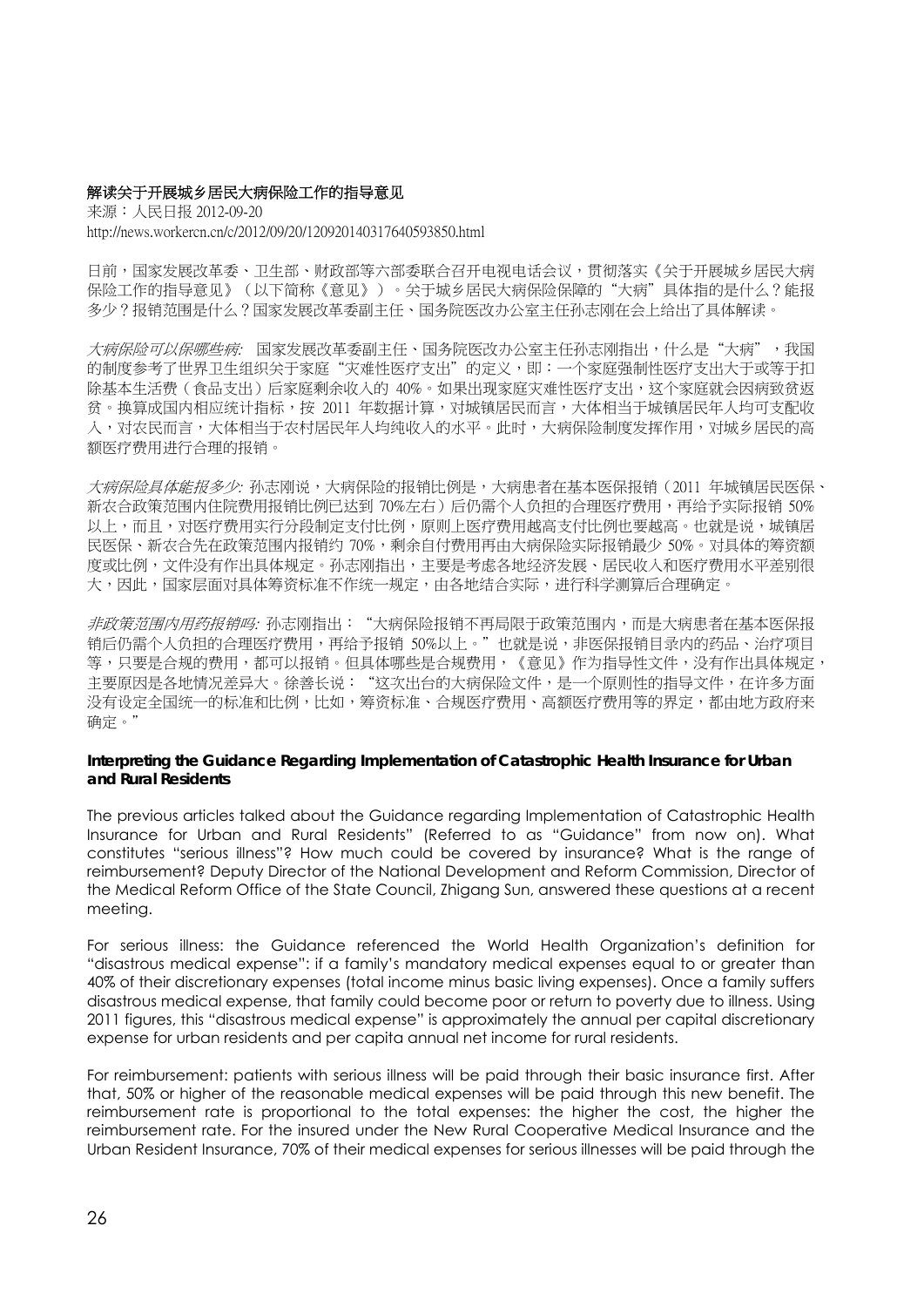**解读关于开展城乡居民大病保险工作的指导意见**

来源：人民日报 2012-09-20

http://news.workercn.cn/c/2012/09/20/120920140317640593850.html

日前，国家发展改革委、卫生部、财政部等六部委联合召开电视电话会议，贯彻落实《关于开展城乡居民大病保险工作的指导意见》（以下简称《意见》）。关于城乡居民大病保险保障的"大病"具体指的是什么？能报多少？报销范围是什么？国家发展改革委副主任、国务院医改办公室主任孙志刚在会上给出了具体解读。

*大病保险可以保哪些病:* 国家发展改革委副主任、国务院医改办公室主任孙志刚指出，什么是"大病"，我国的制度参考了世界卫生组织关于家庭"灾难性医疗支出"的定义，即：一个家庭强制性医疗支出大于或等于扣除基本生活费（食品支出）后家庭剩余收入的 40%。如果出现家庭灾难性医疗支出，这个家庭就会因病致贫返贫。换算成国内相应统计指标，按 2011 年数据计算，对城镇居民而言，大体相当于城镇居民年人均可支配收入，对农民而言，大体相当于农村居民年人均纯收入的水平。此时，大病保险制度发挥作用，对城乡居民的高额医疗费用进行合理的报销。

*大病保险具体能报多少:* 孙志刚说，大病保险的报销比例是，大病患者在基本医保报销（2011 年城镇居民医保、新农合政策范围内住院费用报销比例已达到 70%左右）后仍需个人负担的合理医疗费用，再给予实际报销 50%以上，而且，对医疗费用实行分段制定支付比例，原则上医疗费用越高支付比例也要越高。也就是说，城镇居民医保、新农合先在政策范围内报销约 70%，剩余自付费用再由大病保险实际报销最少 50%。对具体的筹资额度或比例，文件没有作出具体规定。孙志刚指出，主要是考虑各地经济发展、居民收入和医疗费用水平差别很大，因此，国家层面对具体筹资标准不作统一规定，由各地结合实际，进行科学测算后合理确定。

*非政策范围内用药报销吗:* 孙志刚指出："大病保险报销不再局限于政策范围内，而是大病患者在基本医保报销后仍需个人负担的合理医疗费用，再给予报销 50%以上。"也就是说，非医保报销目录内的药品、治疗项目等，只要是合规的费用，都可以报销。但具体哪些是合规费用，《意见》作为指导性文件，没有作出具体规定，主要原因是各地情况差异大。徐善长说："这次出台的大病保险文件，是一个原则性的指导文件，在许多方面没有设定全国统一的标准和比例，比如，筹资标准、合规医疗费用、高额医疗费用等的界定，都由地方政府来确定。"

**Interpreting the Guidance Regarding Implementation of Catastrophic Health Insurance for Urban and Rural Residents**

The previous articles talked about the Guidance regarding Implementation of Catastrophic Health Insurance for Urban and Rural Residents" (Referred to as "Guidance" from now on). What constitutes "serious illness"? How much could be covered by insurance? What is the range of reimbursement? Deputy Director of the National Development and Reform Commission, Director of the Medical Reform Office of the State Council, Zhigang Sun, answered these questions at a recent meeting.

For serious illness: the Guidance referenced the World Health Organization's definition for "disastrous medical expense": if a family's mandatory medical expenses equal to or greater than 40% of their discretionary expenses (total income minus basic living expenses). Once a family suffers disastrous medical expense, that family could become poor or return to poverty due to illness. Using 2011 figures, this "disastrous medical expense" is approximately the annual per capital discretionary expense for urban residents and per capita annual net income for rural residents.

For reimbursement: patients with serious illness will be paid through their basic insurance first. After that, 50% or higher of the reasonable medical expenses will be paid through this new benefit. The reimbursement rate is proportional to the total expenses: the higher the cost, the higher the reimbursement rate. For the insured under the New Rural Cooperative Medical Insurance and the Urban Resident Insurance, 70% of their medical expenses for serious illnesses will be paid through the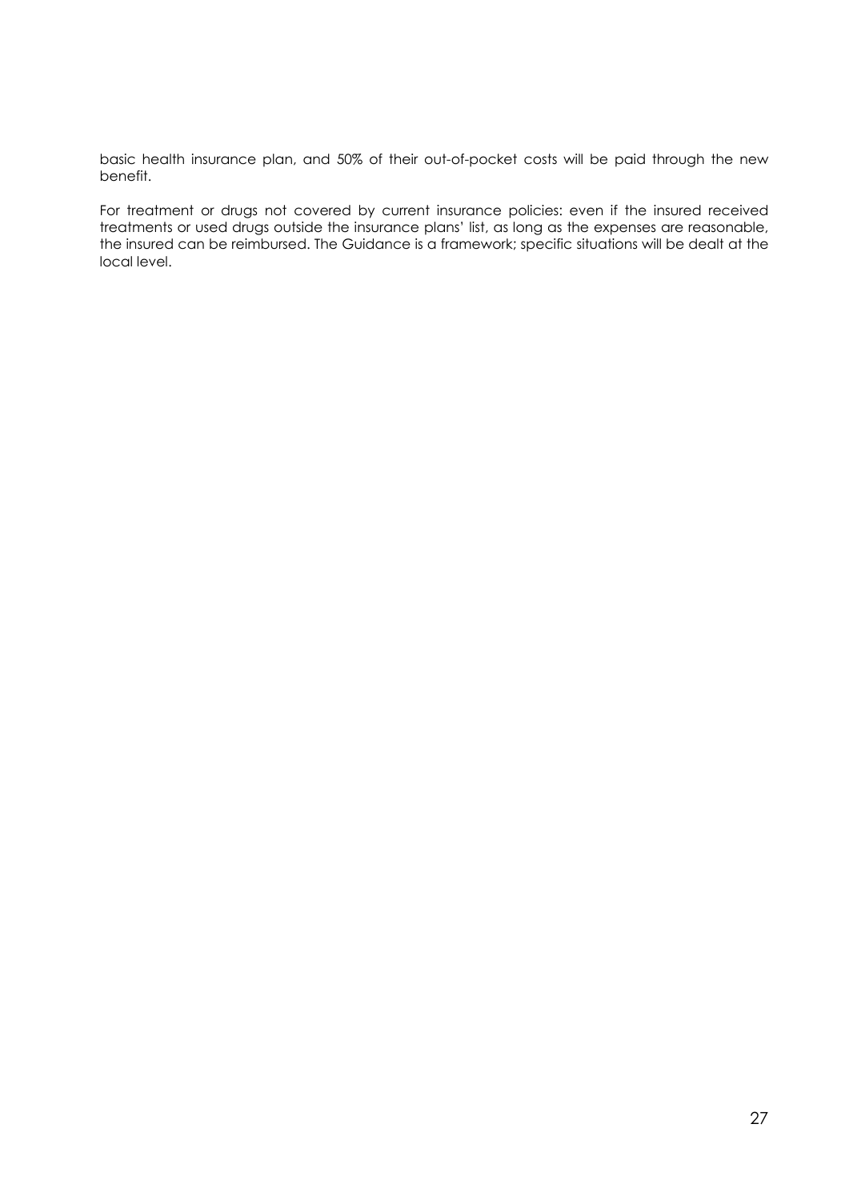basic health insurance plan, and 50% of their out-of-pocket costs will be paid through the new benefit.

For treatment or drugs not covered by current insurance policies: even if the insured received treatments or used drugs outside the insurance plans' list, as long as the expenses are reasonable, the insured can be reimbursed. The Guidance is a framework; specific situations will be dealt at the local level.